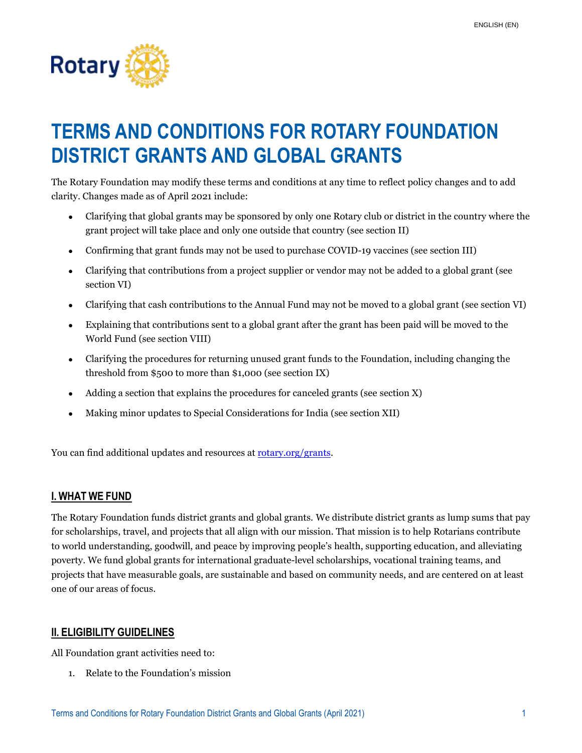# TERMS AND CONDITIONS FOR ROTARY FOUNDATION DISTRICT GRANTS AND GLOBAL GRANTS

The Rotary Foundation may modify these terms and conditions at any time to reflect policy changes and to add clarity. Changes made as of April 2021 include:

- Clarifying that global grants may be sponsored by only one Rotary club or district in the country where the grant project will take place and only one outside that country (see section II)
- Confirming that grant funds may not be used to purchase COVID-19 vaccines (see section III)
- Clarifying that contributions from a project supplier or vendor may not be added to a global grant (see section VI)
- Clarifying that cash contributions to the Annual Fund may not be moved to a global grant (see section VI)
- Explaining that contributions sent to a global grant after the grant has been paid will be moved to the World Fund (see section VIII)
- Clarifying the procedures for returning unused grant funds to the Foundation, including changing the threshold from $500 to more than $1,000 (see section IX)
- Adding a section that explains the procedures for canceled grants (see section X)
- Making minor updates to Special Considerations for India (see section XII)

You can find additional updates and resources at [rotary.org/grants](rotary.org/grants).

## I. WHAT WE FUND

The Rotary Foundation funds district grants and global grants. We distribute district grants as lump sums that pay for scholarships, travel, and projects that all align with our mission. That mission is to help Rotarians contribute to world understanding, goodwill, and peace by improving people's health, supporting education, and alleviating poverty. We fund global grants for international graduate-level scholarships, vocational training teams, and projects that have measurable goals, are sustainable and based on community needs, and are centered on at least one of our areas of focus.

## II. ELIGIBILITY GUIDELINES

All Foundation grant activities need to:

1. Relate to the Foundation's mission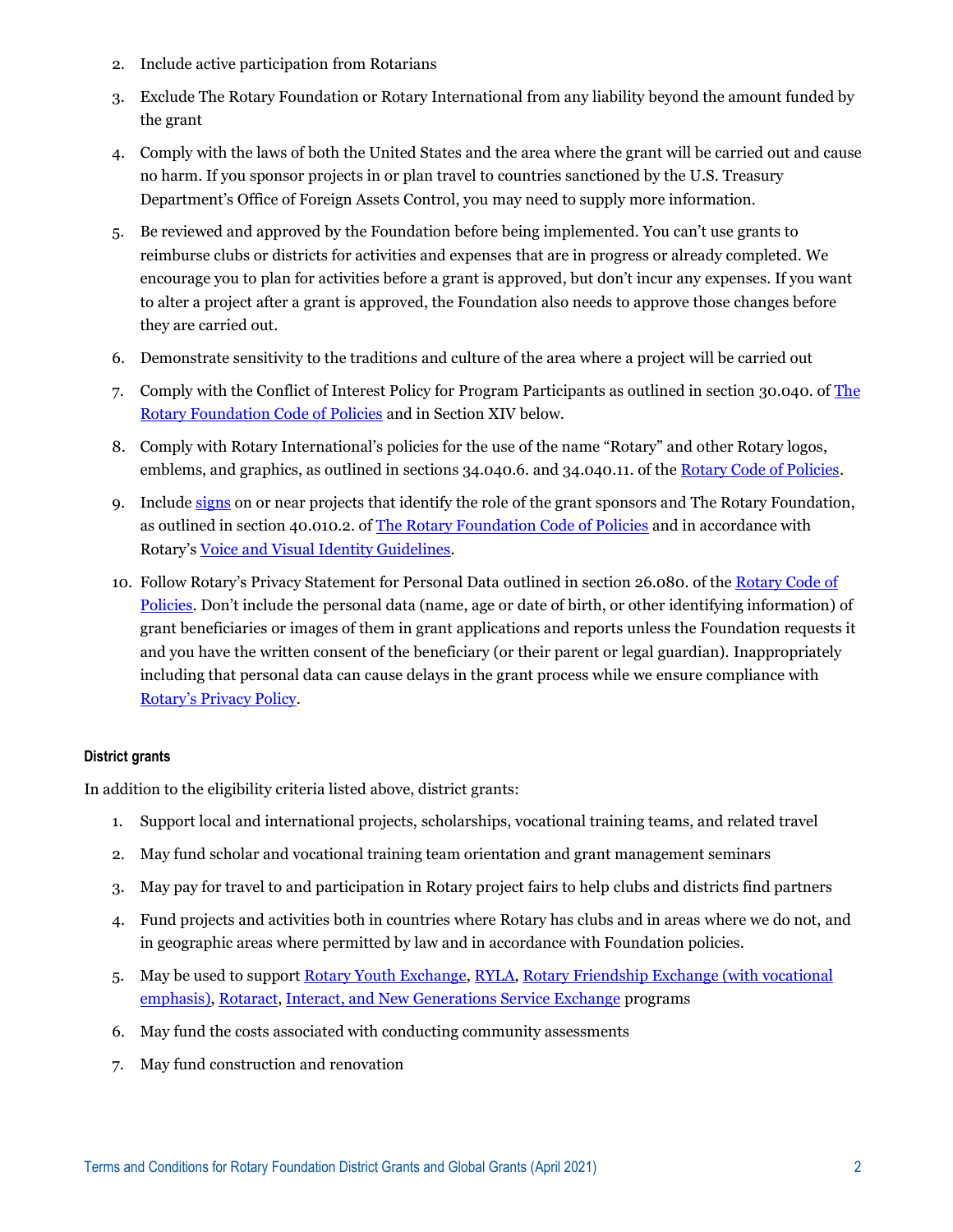2. Include active participation from Rotarians
3. Exclude The Rotary Foundation or Rotary International from any liability beyond the amount funded by the grant
4. Comply with the laws of both the United States and the area where the grant will be carried out and cause no harm. If you sponsor projects in or plan travel to countries sanctioned by the U.S. Treasury Department's Office of Foreign Assets Control, you may need to supply more information.
5. Be reviewed and approved by the Foundation before being implemented. You can't use grants to reimburse clubs or districts for activities and expenses that are in progress or already completed. We encourage you to plan for activities before a grant is approved, but don't incur any expenses. If you want to alter a project after a grant is approved, the Foundation also needs to approve those changes before they are carried out.
6. Demonstrate sensitivity to the traditions and culture of the area where a project will be carried out
7. Comply with the Conflict of Interest Policy for Program Participants as outlined in section 30.040. of The Rotary Foundation Code of Policies and in Section XIV below.
8. Comply with Rotary International's policies for the use of the name "Rotary" and other Rotary logos, emblems, and graphics, as outlined in sections 34.040.6. and 34.040.11. of the Rotary Code of Policies.
9. Include signs on or near projects that identify the role of the grant sponsors and The Rotary Foundation, as outlined in section 40.010.2. of The Rotary Foundation Code of Policies and in accordance with Rotary's Voice and Visual Identity Guidelines.
10. Follow Rotary's Privacy Statement for Personal Data outlined in section 26.080. of the Rotary Code of Policies. Don't include the personal data (name, age or date of birth, or other identifying information) of grant beneficiaries or images of them in grant applications and reports unless the Foundation requests it and you have the written consent of the beneficiary (or their parent or legal guardian). Inappropriately including that personal data can cause delays in the grant process while we ensure compliance with Rotary's Privacy Policy.

#### District grants

In addition to the eligibility criteria listed above, district grants:

1. Support local and international projects, scholarships, vocational training teams, and related travel
2. May fund scholar and vocational training team orientation and grant management seminars
3. May pay for travel to and participation in Rotary project fairs to help clubs and districts find partners
4. Fund projects and activities both in countries where Rotary has clubs and in areas where we do not, and in geographic areas where permitted by law and in accordance with Foundation policies.
5. May be used to support Rotary Youth Exchange, RYLA, Rotary Friendship Exchange (with vocational emphasis), Rotaract, Interact, and New Generations Service Exchange programs
6. May fund the costs associated with conducting community assessments
7. May fund construction and renovation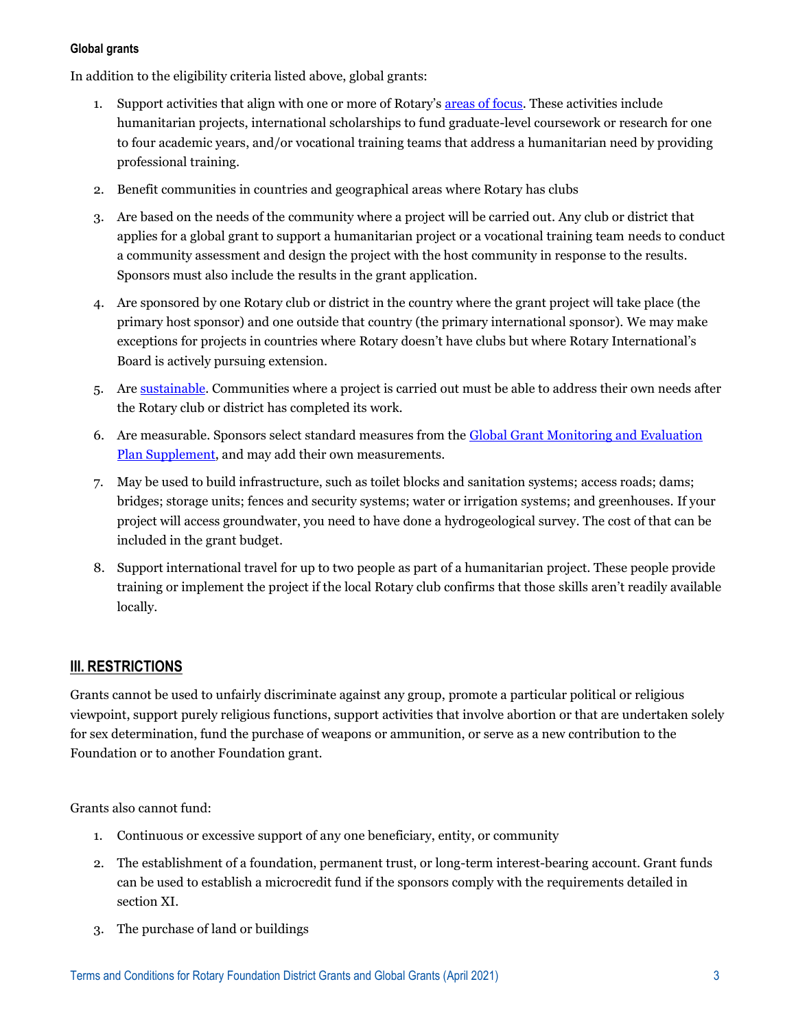#### Global grants

In addition to the eligibility criteria listed above, global grants:

1. Support activities that align with one or more of Rotary's [areas of focus](). These activities include humanitarian projects, international scholarships to fund graduate-level coursework or research for one to four academic years, and/or vocational training teams that address a humanitarian need by providing professional training.
2. Benefit communities in countries and geographical areas where Rotary has clubs
3. Are based on the needs of the community where a project will be carried out. Any club or district that applies for a global grant to support a humanitarian project or a vocational training team needs to conduct a community assessment and design the project with the host community in response to the results. Sponsors must also include the results in the grant application.
4. Are sponsored by one Rotary club or district in the country where the grant project will take place (the primary host sponsor) and one outside that country (the primary international sponsor). We may make exceptions for projects in countries where Rotary doesn't have clubs but where Rotary International's Board is actively pursuing extension.
5. Are [sustainable](). Communities where a project is carried out must be able to address their own needs after the Rotary club or district has completed its work.
6. Are measurable. Sponsors select standard measures from the [Global Grant Monitoring and Evaluation Plan Supplement](), and may add their own measurements.
7. May be used to build infrastructure, such as toilet blocks and sanitation systems; access roads; dams; bridges; storage units; fences and security systems; water or irrigation systems; and greenhouses. If your project will access groundwater, you need to have done a hydrogeological survey. The cost of that can be included in the grant budget.
8. Support international travel for up to two people as part of a humanitarian project. These people provide training or implement the project if the local Rotary club confirms that those skills aren't readily available locally.

## III. RESTRICTIONS

Grants cannot be used to unfairly discriminate against any group, promote a particular political or religious viewpoint, support purely religious functions, support activities that involve abortion or that are undertaken solely for sex determination, fund the purchase of weapons or ammunition, or serve as a new contribution to the Foundation or to another Foundation grant.

Grants also cannot fund:

1. Continuous or excessive support of any one beneficiary, entity, or community
2. The establishment of a foundation, permanent trust, or long-term interest-bearing account. Grant funds can be used to establish a microcredit fund if the sponsors comply with the requirements detailed in section XI.
3. The purchase of land or buildings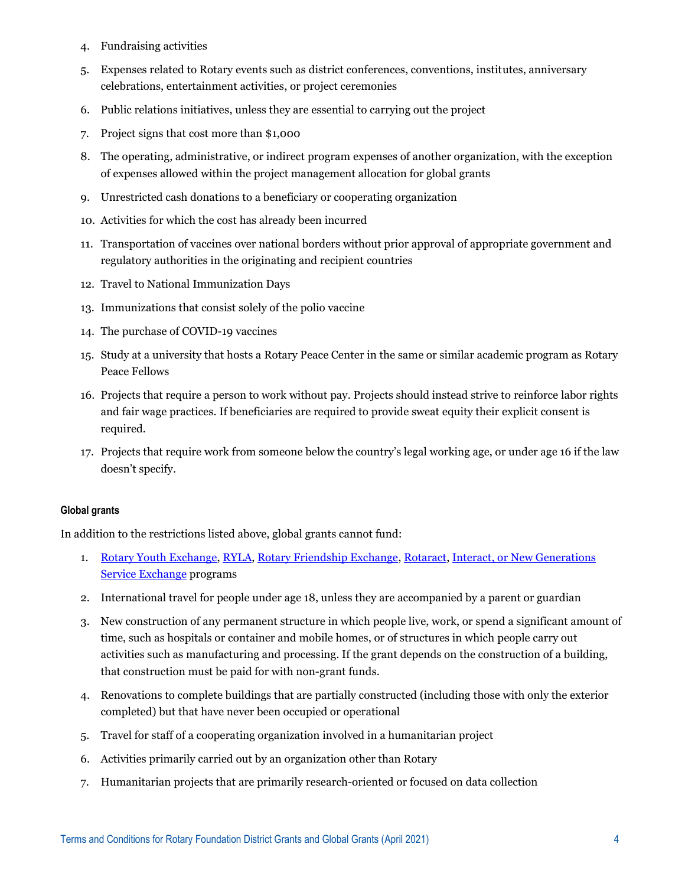4. Fundraising activities
5. Expenses related to Rotary events such as district conferences, conventions, institutes, anniversary celebrations, entertainment activities, or project ceremonies
6. Public relations initiatives, unless they are essential to carrying out the project
7. Project signs that cost more than $1,000
8. The operating, administrative, or indirect program expenses of another organization, with the exception of expenses allowed within the project management allocation for global grants
9. Unrestricted cash donations to a beneficiary or cooperating organization
10. Activities for which the cost has already been incurred
11. Transportation of vaccines over national borders without prior approval of appropriate government and regulatory authorities in the originating and recipient countries
12. Travel to National Immunization Days
13. Immunizations that consist solely of the polio vaccine
14. The purchase of COVID-19 vaccines
15. Study at a university that hosts a Rotary Peace Center in the same or similar academic program as Rotary Peace Fellows
16. Projects that require a person to work without pay. Projects should instead strive to reinforce labor rights and fair wage practices. If beneficiaries are required to provide sweat equity their explicit consent is required.
17. Projects that require work from someone below the country's legal working age, or under age 16 if the law doesn't specify.

#### Global grants

In addition to the restrictions listed above, global grants cannot fund:

1. Rotary Youth Exchange, RYLA, Rotary Friendship Exchange, Rotaract, Interact, or New Generations Service Exchange programs
2. International travel for people under age 18, unless they are accompanied by a parent or guardian
3. New construction of any permanent structure in which people live, work, or spend a significant amount of time, such as hospitals or container and mobile homes, or of structures in which people carry out activities such as manufacturing and processing. If the grant depends on the construction of a building, that construction must be paid for with non-grant funds.
4. Renovations to complete buildings that are partially constructed (including those with only the exterior completed) but that have never been occupied or operational
5. Travel for staff of a cooperating organization involved in a humanitarian project
6. Activities primarily carried out by an organization other than Rotary
7. Humanitarian projects that are primarily research-oriented or focused on data collection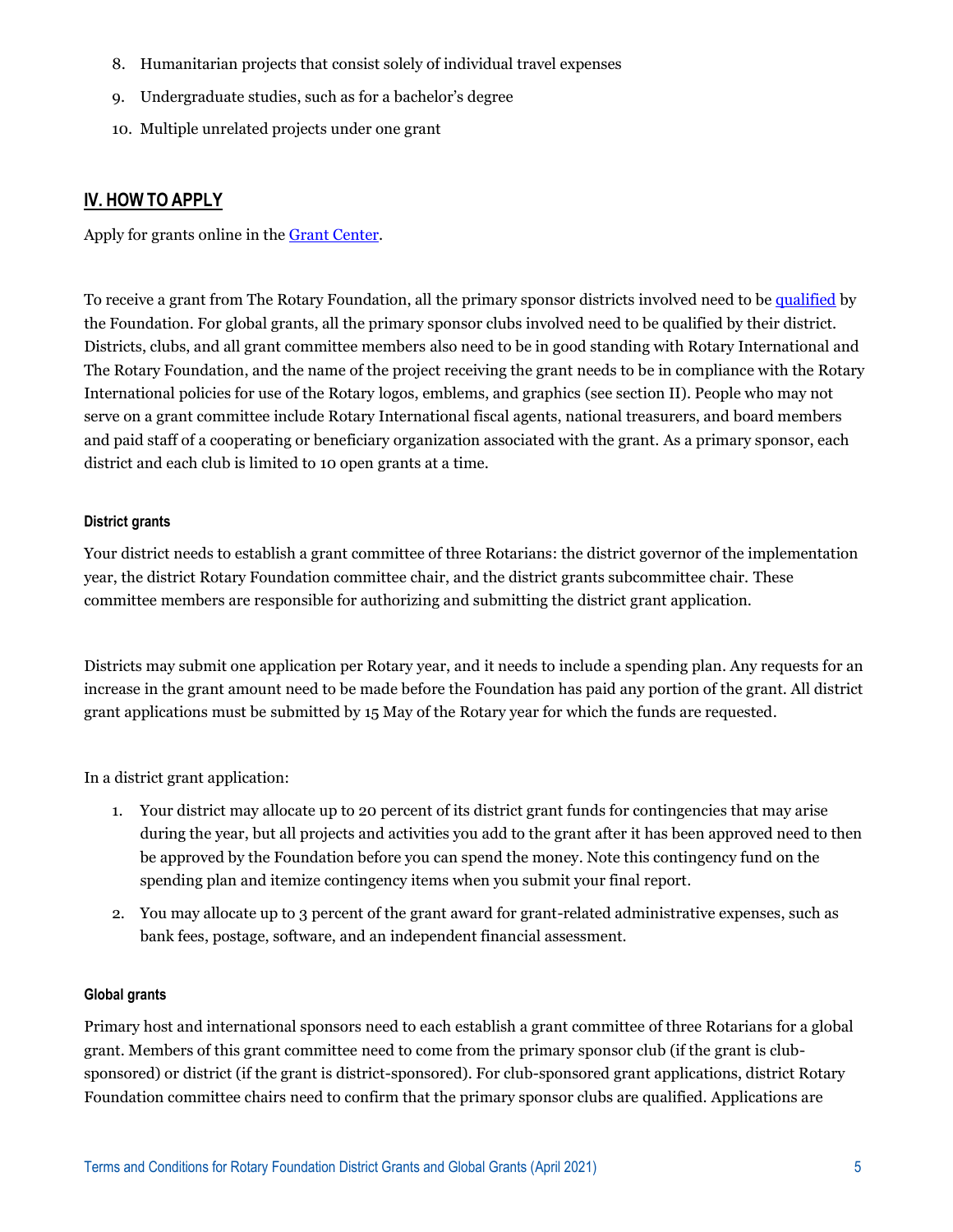8. Humanitarian projects that consist solely of individual travel expenses
9. Undergraduate studies, such as for a bachelor's degree
10. Multiple unrelated projects under one grant

## IV. HOW TO APPLY

Apply for grants online in the [Grant Center](#).

To receive a grant from The Rotary Foundation, all the primary sponsor districts involved need to be [qualified](#) by the Foundation. For global grants, all the primary sponsor clubs involved need to be qualified by their district. Districts, clubs, and all grant committee members also need to be in good standing with Rotary International and The Rotary Foundation, and the name of the project receiving the grant needs to be in compliance with the Rotary International policies for use of the Rotary logos, emblems, and graphics (see section II). People who may not serve on a grant committee include Rotary International fiscal agents, national treasurers, and board members and paid staff of a cooperating or beneficiary organization associated with the grant. As a primary sponsor, each district and each club is limited to 10 open grants at a time.

#### District grants

Your district needs to establish a grant committee of three Rotarians: the district governor of the implementation year, the district Rotary Foundation committee chair, and the district grants subcommittee chair. These committee members are responsible for authorizing and submitting the district grant application.

Districts may submit one application per Rotary year, and it needs to include a spending plan. Any requests for an increase in the grant amount need to be made before the Foundation has paid any portion of the grant. All district grant applications must be submitted by 15 May of the Rotary year for which the funds are requested.

In a district grant application:

1. Your district may allocate up to 20 percent of its district grant funds for contingencies that may arise during the year, but all projects and activities you add to the grant after it has been approved need to then be approved by the Foundation before you can spend the money. Note this contingency fund on the spending plan and itemize contingency items when you submit your final report.
2. You may allocate up to 3 percent of the grant award for grant-related administrative expenses, such as bank fees, postage, software, and an independent financial assessment.

#### Global grants

Primary host and international sponsors need to each establish a grant committee of three Rotarians for a global grant. Members of this grant committee need to come from the primary sponsor club (if the grant is club-sponsored) or district (if the grant is district-sponsored). For club-sponsored grant applications, district Rotary Foundation committee chairs need to confirm that the primary sponsor clubs are qualified. Applications are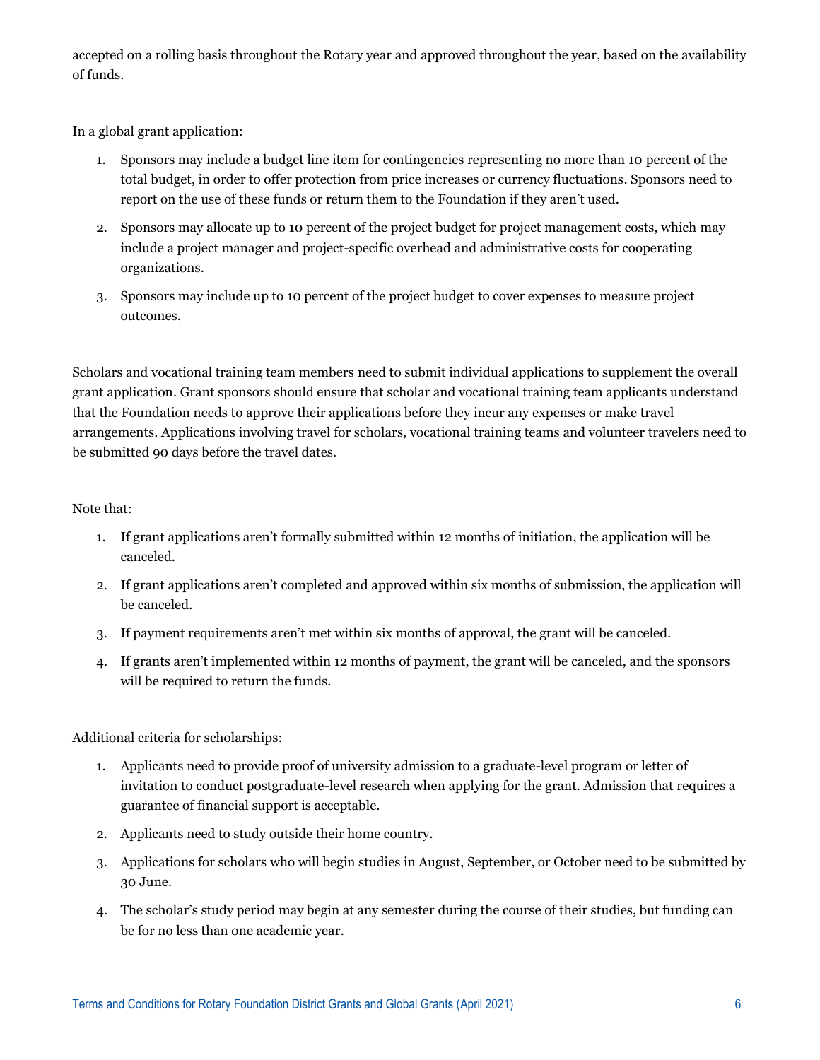accepted on a rolling basis throughout the Rotary year and approved throughout the year, based on the availability of funds.

In a global grant application:

1. Sponsors may include a budget line item for contingencies representing no more than 10 percent of the total budget, in order to offer protection from price increases or currency fluctuations. Sponsors need to report on the use of these funds or return them to the Foundation if they aren't used.
2. Sponsors may allocate up to 10 percent of the project budget for project management costs, which may include a project manager and project-specific overhead and administrative costs for cooperating organizations.
3. Sponsors may include up to 10 percent of the project budget to cover expenses to measure project outcomes.

Scholars and vocational training team members need to submit individual applications to supplement the overall grant application. Grant sponsors should ensure that scholar and vocational training team applicants understand that the Foundation needs to approve their applications before they incur any expenses or make travel arrangements. Applications involving travel for scholars, vocational training teams and volunteer travelers need to be submitted 90 days before the travel dates.

Note that:

1. If grant applications aren't formally submitted within 12 months of initiation, the application will be canceled.
2. If grant applications aren't completed and approved within six months of submission, the application will be canceled.
3. If payment requirements aren't met within six months of approval, the grant will be canceled.
4. If grants aren't implemented within 12 months of payment, the grant will be canceled, and the sponsors will be required to return the funds.

Additional criteria for scholarships:

1. Applicants need to provide proof of university admission to a graduate-level program or letter of invitation to conduct postgraduate-level research when applying for the grant. Admission that requires a guarantee of financial support is acceptable.
2. Applicants need to study outside their home country.
3. Applications for scholars who will begin studies in August, September, or October need to be submitted by 30 June.
4. The scholar's study period may begin at any semester during the course of their studies, but funding can be for no less than one academic year.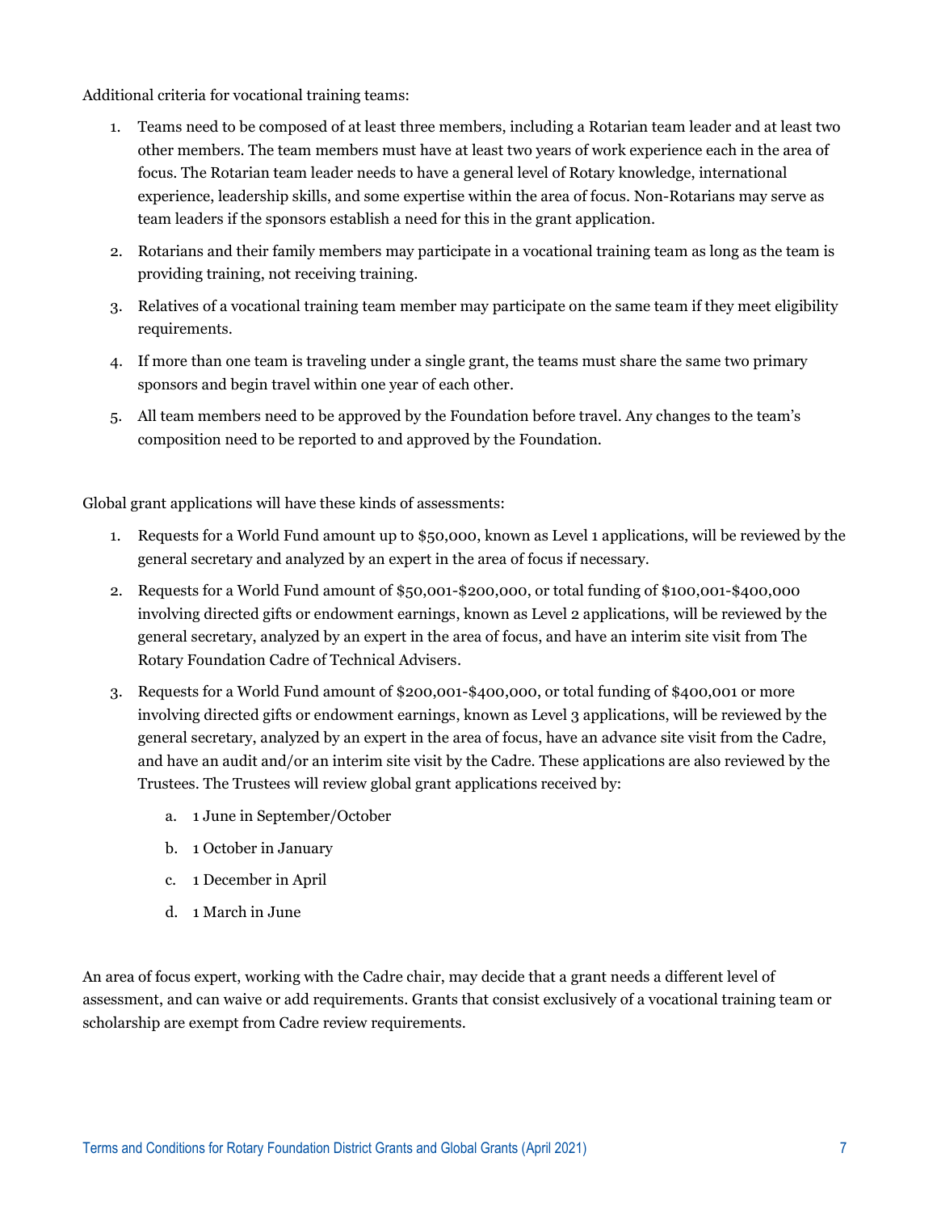Additional criteria for vocational training teams:

1. Teams need to be composed of at least three members, including a Rotarian team leader and at least two other members. The team members must have at least two years of work experience each in the area of focus. The Rotarian team leader needs to have a general level of Rotary knowledge, international experience, leadership skills, and some expertise within the area of focus. Non-Rotarians may serve as team leaders if the sponsors establish a need for this in the grant application.
2. Rotarians and their family members may participate in a vocational training team as long as the team is providing training, not receiving training.
3. Relatives of a vocational training team member may participate on the same team if they meet eligibility requirements.
4. If more than one team is traveling under a single grant, the teams must share the same two primary sponsors and begin travel within one year of each other.
5. All team members need to be approved by the Foundation before travel. Any changes to the team's composition need to be reported to and approved by the Foundation.

Global grant applications will have these kinds of assessments:

1. Requests for a World Fund amount up to $50,000, known as Level 1 applications, will be reviewed by the general secretary and analyzed by an expert in the area of focus if necessary.
2. Requests for a World Fund amount of $50,001-$200,000, or total funding of $100,001-$400,000 involving directed gifts or endowment earnings, known as Level 2 applications, will be reviewed by the general secretary, analyzed by an expert in the area of focus, and have an interim site visit from The Rotary Foundation Cadre of Technical Advisers.
3. Requests for a World Fund amount of $200,001-$400,000, or total funding of $400,001 or more involving directed gifts or endowment earnings, known as Level 3 applications, will be reviewed by the general secretary, analyzed by an expert in the area of focus, have an advance site visit from the Cadre, and have an audit and/or an interim site visit by the Cadre. These applications are also reviewed by the Trustees. The Trustees will review global grant applications received by:
    a. 1 June in September/October
    b. 1 October in January
    c. 1 December in April
    d. 1 March in June

An area of focus expert, working with the Cadre chair, may decide that a grant needs a different level of assessment, and can waive or add requirements. Grants that consist exclusively of a vocational training team or scholarship are exempt from Cadre review requirements.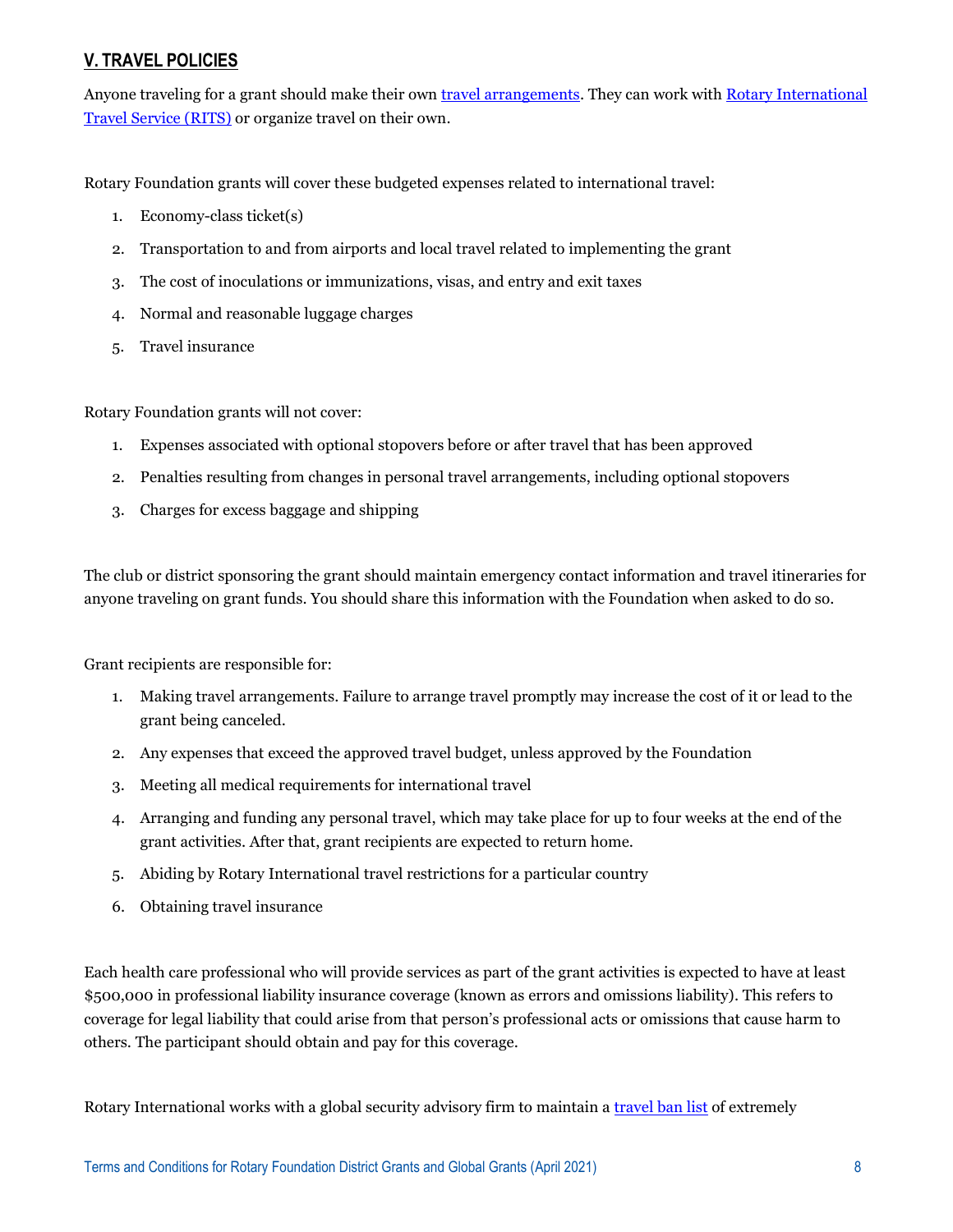## V. TRAVEL POLICIES

Anyone traveling for a grant should make their own travel arrangements. They can work with Rotary International Travel Service (RITS) or organize travel on their own.

Rotary Foundation grants will cover these budgeted expenses related to international travel:

1. Economy-class ticket(s)
2. Transportation to and from airports and local travel related to implementing the grant
3. The cost of inoculations or immunizations, visas, and entry and exit taxes
4. Normal and reasonable luggage charges
5. Travel insurance

Rotary Foundation grants will not cover:

1. Expenses associated with optional stopovers before or after travel that has been approved
2. Penalties resulting from changes in personal travel arrangements, including optional stopovers
3. Charges for excess baggage and shipping

The club or district sponsoring the grant should maintain emergency contact information and travel itineraries for anyone traveling on grant funds. You should share this information with the Foundation when asked to do so.

Grant recipients are responsible for:

1. Making travel arrangements. Failure to arrange travel promptly may increase the cost of it or lead to the grant being canceled.
2. Any expenses that exceed the approved travel budget, unless approved by the Foundation
3. Meeting all medical requirements for international travel
4. Arranging and funding any personal travel, which may take place for up to four weeks at the end of the grant activities. After that, grant recipients are expected to return home.
5. Abiding by Rotary International travel restrictions for a particular country
6. Obtaining travel insurance

Each health care professional who will provide services as part of the grant activities is expected to have at least $500,000 in professional liability insurance coverage (known as errors and omissions liability). This refers to coverage for legal liability that could arise from that person's professional acts or omissions that cause harm to others. The participant should obtain and pay for this coverage.

Rotary International works with a global security advisory firm to maintain a travel ban list of extremely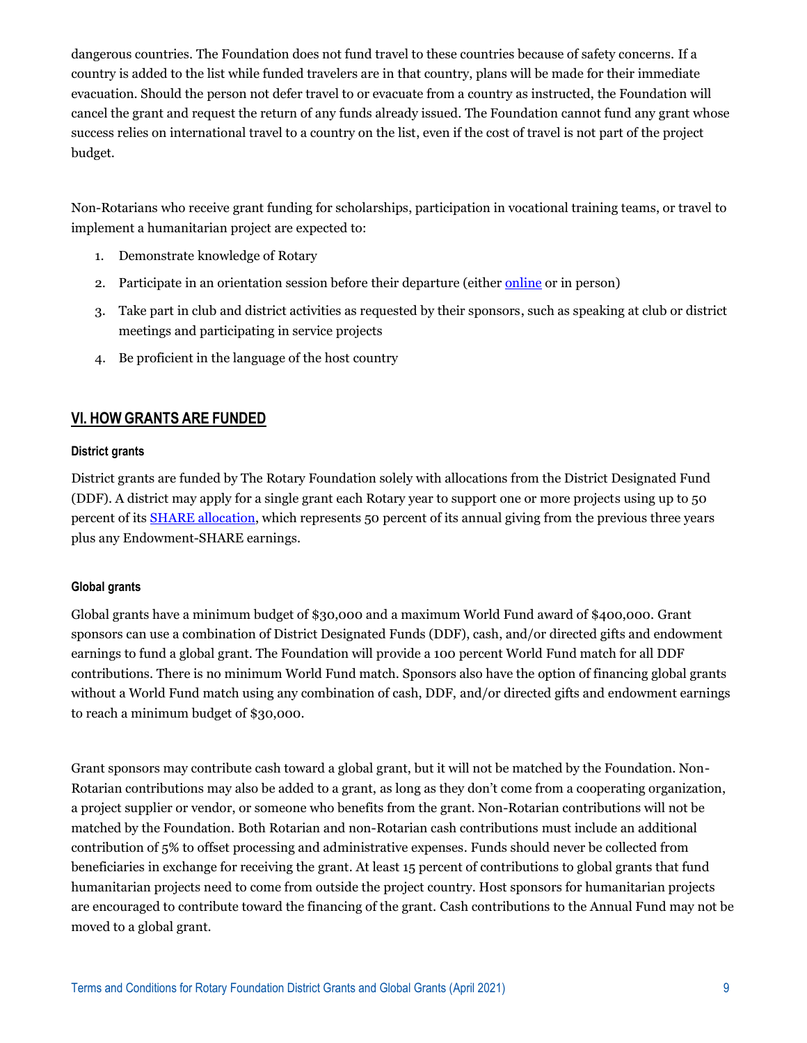dangerous countries. The Foundation does not fund travel to these countries because of safety concerns. If a country is added to the list while funded travelers are in that country, plans will be made for their immediate evacuation. Should the person not defer travel to or evacuate from a country as instructed, the Foundation will cancel the grant and request the return of any funds already issued. The Foundation cannot fund any grant whose success relies on international travel to a country on the list, even if the cost of travel is not part of the project budget.

Non-Rotarians who receive grant funding for scholarships, participation in vocational training teams, or travel to implement a humanitarian project are expected to:

1. Demonstrate knowledge of Rotary
2. Participate in an orientation session before their departure (either online or in person)
3. Take part in club and district activities as requested by their sponsors, such as speaking at club or district meetings and participating in service projects
4. Be proficient in the language of the host country

## VI. HOW GRANTS ARE FUNDED

### District grants

District grants are funded by The Rotary Foundation solely with allocations from the District Designated Fund (DDF). A district may apply for a single grant each Rotary year to support one or more projects using up to 50 percent of its SHARE allocation, which represents 50 percent of its annual giving from the previous three years plus any Endowment-SHARE earnings.

### Global grants

Global grants have a minimum budget of $30,000 and a maximum World Fund award of $400,000. Grant sponsors can use a combination of District Designated Funds (DDF), cash, and/or directed gifts and endowment earnings to fund a global grant. The Foundation will provide a 100 percent World Fund match for all DDF contributions. There is no minimum World Fund match. Sponsors also have the option of financing global grants without a World Fund match using any combination of cash, DDF, and/or directed gifts and endowment earnings to reach a minimum budget of $30,000.

Grant sponsors may contribute cash toward a global grant, but it will not be matched by the Foundation. Non-Rotarian contributions may also be added to a grant, as long as they don't come from a cooperating organization, a project supplier or vendor, or someone who benefits from the grant. Non-Rotarian contributions will not be matched by the Foundation. Both Rotarian and non-Rotarian cash contributions must include an additional contribution of 5% to offset processing and administrative expenses. Funds should never be collected from beneficiaries in exchange for receiving the grant. At least 15 percent of contributions to global grants that fund humanitarian projects need to come from outside the project country. Host sponsors for humanitarian projects are encouraged to contribute toward the financing of the grant. Cash contributions to the Annual Fund may not be moved to a global grant.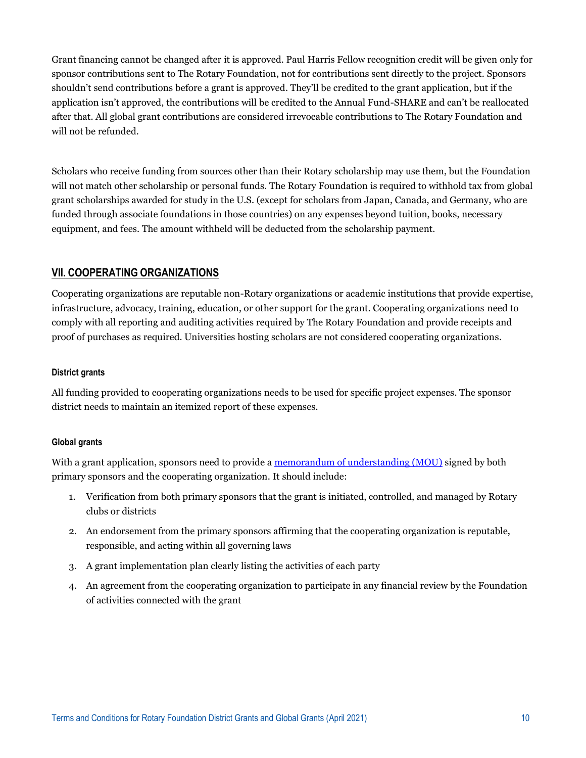Grant financing cannot be changed after it is approved. Paul Harris Fellow recognition credit will be given only for sponsor contributions sent to The Rotary Foundation, not for contributions sent directly to the project. Sponsors shouldn't send contributions before a grant is approved. They'll be credited to the grant application, but if the application isn't approved, the contributions will be credited to the Annual Fund-SHARE and can't be reallocated after that. All global grant contributions are considered irrevocable contributions to The Rotary Foundation and will not be refunded.

Scholars who receive funding from sources other than their Rotary scholarship may use them, but the Foundation will not match other scholarship or personal funds. The Rotary Foundation is required to withhold tax from global grant scholarships awarded for study in the U.S. (except for scholars from Japan, Canada, and Germany, who are funded through associate foundations in those countries) on any expenses beyond tuition, books, necessary equipment, and fees. The amount withheld will be deducted from the scholarship payment.

## VII. COOPERATING ORGANIZATIONS

Cooperating organizations are reputable non-Rotary organizations or academic institutions that provide expertise, infrastructure, advocacy, training, education, or other support for the grant. Cooperating organizations need to comply with all reporting and auditing activities required by The Rotary Foundation and provide receipts and proof of purchases as required. Universities hosting scholars are not considered cooperating organizations.

### District grants

All funding provided to cooperating organizations needs to be used for specific project expenses. The sponsor district needs to maintain an itemized report of these expenses.

### Global grants

With a grant application, sponsors need to provide a memorandum of understanding (MOU) signed by both primary sponsors and the cooperating organization. It should include:

1. Verification from both primary sponsors that the grant is initiated, controlled, and managed by Rotary clubs or districts
2. An endorsement from the primary sponsors affirming that the cooperating organization is reputable, responsible, and acting within all governing laws
3. A grant implementation plan clearly listing the activities of each party
4. An agreement from the cooperating organization to participate in any financial review by the Foundation of activities connected with the grant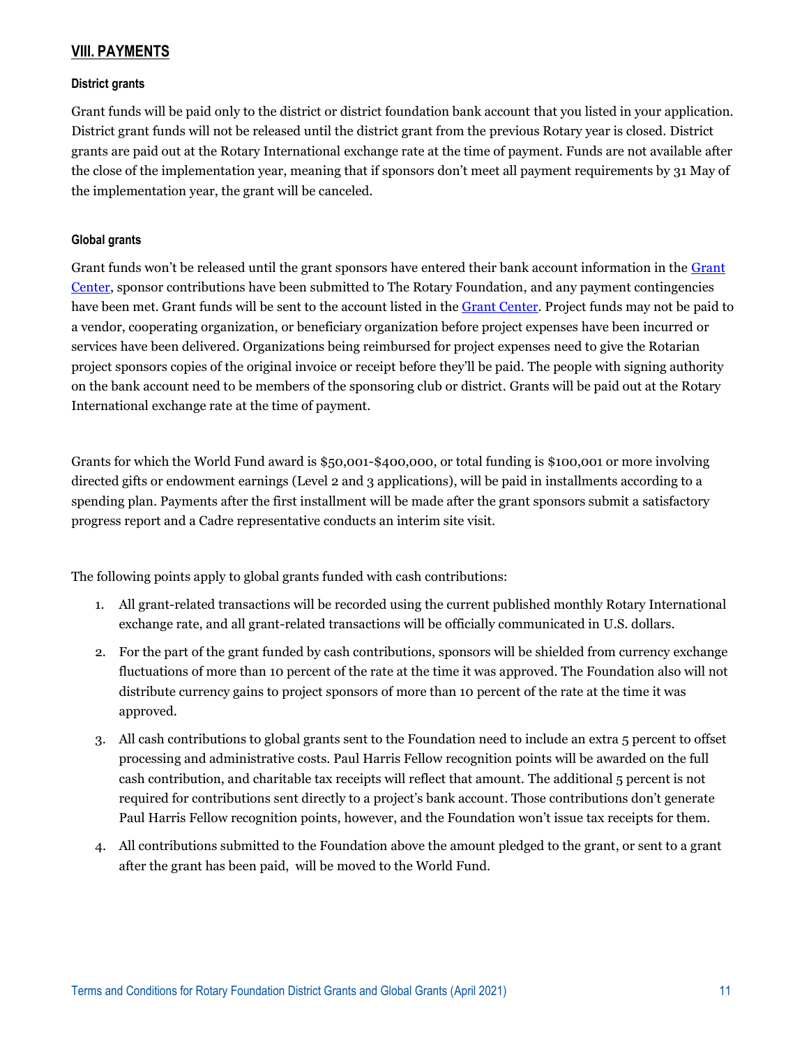## VIII. PAYMENTS

#### District grants

Grant funds will be paid only to the district or district foundation bank account that you listed in your application. District grant funds will not be released until the district grant from the previous Rotary year is closed. District grants are paid out at the Rotary International exchange rate at the time of payment. Funds are not available after the close of the implementation year, meaning that if sponsors don't meet all payment requirements by 31 May of the implementation year, the grant will be canceled.

#### Global grants

Grant funds won't be released until the grant sponsors have entered their bank account information in the Grant Center, sponsor contributions have been submitted to The Rotary Foundation, and any payment contingencies have been met. Grant funds will be sent to the account listed in the Grant Center. Project funds may not be paid to a vendor, cooperating organization, or beneficiary organization before project expenses have been incurred or services have been delivered. Organizations being reimbursed for project expenses need to give the Rotarian project sponsors copies of the original invoice or receipt before they'll be paid. The people with signing authority on the bank account need to be members of the sponsoring club or district. Grants will be paid out at the Rotary International exchange rate at the time of payment.

Grants for which the World Fund award is $50,001-$400,000, or total funding is $100,001 or more involving directed gifts or endowment earnings (Level 2 and 3 applications), will be paid in installments according to a spending plan. Payments after the first installment will be made after the grant sponsors submit a satisfactory progress report and a Cadre representative conducts an interim site visit.

The following points apply to global grants funded with cash contributions:

1. All grant-related transactions will be recorded using the current published monthly Rotary International exchange rate, and all grant-related transactions will be officially communicated in U.S. dollars.
2. For the part of the grant funded by cash contributions, sponsors will be shielded from currency exchange fluctuations of more than 10 percent of the rate at the time it was approved. The Foundation also will not distribute currency gains to project sponsors of more than 10 percent of the rate at the time it was approved.
3. All cash contributions to global grants sent to the Foundation need to include an extra 5 percent to offset processing and administrative costs. Paul Harris Fellow recognition points will be awarded on the full cash contribution, and charitable tax receipts will reflect that amount. The additional 5 percent is not required for contributions sent directly to a project's bank account. Those contributions don't generate Paul Harris Fellow recognition points, however, and the Foundation won't issue tax receipts for them.
4. All contributions submitted to the Foundation above the amount pledged to the grant, or sent to a grant after the grant has been paid, will be moved to the World Fund.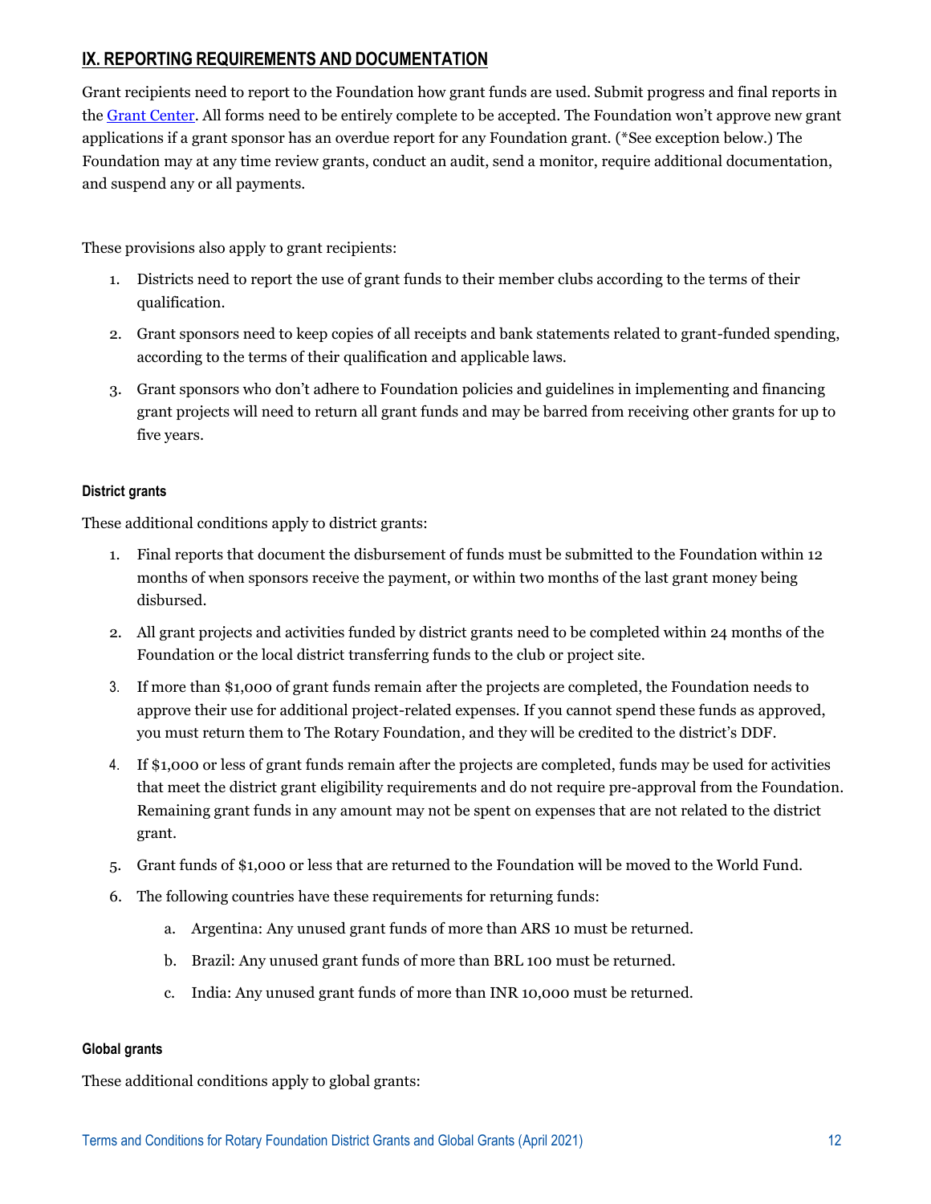## IX. REPORTING REQUIREMENTS AND DOCUMENTATION

Grant recipients need to report to the Foundation how grant funds are used. Submit progress and final reports in the [Grant Center](). All forms need to be entirely complete to be accepted. The Foundation won't approve new grant applications if a grant sponsor has an overdue report for any Foundation grant. (*See exception below.) The Foundation may at any time review grants, conduct an audit, send a monitor, require additional documentation, and suspend any or all payments.

These provisions also apply to grant recipients:

1. Districts need to report the use of grant funds to their member clubs according to the terms of their qualification.
2. Grant sponsors need to keep copies of all receipts and bank statements related to grant-funded spending, according to the terms of their qualification and applicable laws.
3. Grant sponsors who don't adhere to Foundation policies and guidelines in implementing and financing grant projects will need to return all grant funds and may be barred from receiving other grants for up to five years.

#### District grants

These additional conditions apply to district grants:

1. Final reports that document the disbursement of funds must be submitted to the Foundation within 12 months of when sponsors receive the payment, or within two months of the last grant money being disbursed.
2. All grant projects and activities funded by district grants need to be completed within 24 months of the Foundation or the local district transferring funds to the club or project site.
3. If more than $1,000 of grant funds remain after the projects are completed, the Foundation needs to approve their use for additional project-related expenses. If you cannot spend these funds as approved, you must return them to The Rotary Foundation, and they will be credited to the district's DDF.
4. If $1,000 or less of grant funds remain after the projects are completed, funds may be used for activities that meet the district grant eligibility requirements and do not require pre-approval from the Foundation. Remaining grant funds in any amount may not be spent on expenses that are not related to the district grant.
5. Grant funds of $1,000 or less that are returned to the Foundation will be moved to the World Fund.
6. The following countries have these requirements for returning funds:
   a. Argentina: Any unused grant funds of more than ARS 10 must be returned.
   b. Brazil: Any unused grant funds of more than BRL 100 must be returned.
   c. India: Any unused grant funds of more than INR 10,000 must be returned.

#### Global grants

These additional conditions apply to global grants: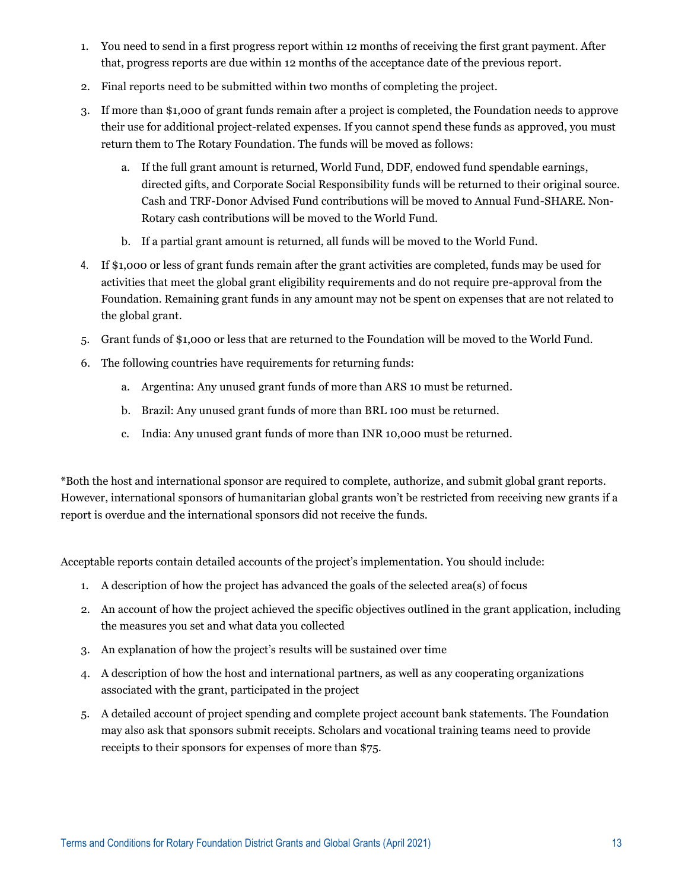1. You need to send in a first progress report within 12 months of receiving the first grant payment. After that, progress reports are due within 12 months of the acceptance date of the previous report.
2. Final reports need to be submitted within two months of completing the project.
3. If more than $1,000 of grant funds remain after a project is completed, the Foundation needs to approve their use for additional project-related expenses. If you cannot spend these funds as approved, you must return them to The Rotary Foundation. The funds will be moved as follows:
   a. If the full grant amount is returned, World Fund, DDF, endowed fund spendable earnings, directed gifts, and Corporate Social Responsibility funds will be returned to their original source. Cash and TRF-Donor Advised Fund contributions will be moved to Annual Fund-SHARE. Non-Rotary cash contributions will be moved to the World Fund.
   b. If a partial grant amount is returned, all funds will be moved to the World Fund.
4. If $1,000 or less of grant funds remain after the grant activities are completed, funds may be used for activities that meet the global grant eligibility requirements and do not require pre-approval from the Foundation. Remaining grant funds in any amount may not be spent on expenses that are not related to the global grant.
5. Grant funds of $1,000 or less that are returned to the Foundation will be moved to the World Fund.
6. The following countries have requirements for returning funds:
   a. Argentina: Any unused grant funds of more than ARS 10 must be returned.
   b. Brazil: Any unused grant funds of more than BRL 100 must be returned.
   c. India: Any unused grant funds of more than INR 10,000 must be returned.

*Both the host and international sponsor are required to complete, authorize, and submit global grant reports. However, international sponsors of humanitarian global grants won't be restricted from receiving new grants if a report is overdue and the international sponsors did not receive the funds.

Acceptable reports contain detailed accounts of the project's implementation. You should include:

1. A description of how the project has advanced the goals of the selected area(s) of focus
2. An account of how the project achieved the specific objectives outlined in the grant application, including the measures you set and what data you collected
3. An explanation of how the project's results will be sustained over time
4. A description of how the host and international partners, as well as any cooperating organizations associated with the grant, participated in the project
5. A detailed account of project spending and complete project account bank statements. The Foundation may also ask that sponsors submit receipts. Scholars and vocational training teams need to provide receipts to their sponsors for expenses of more than $75.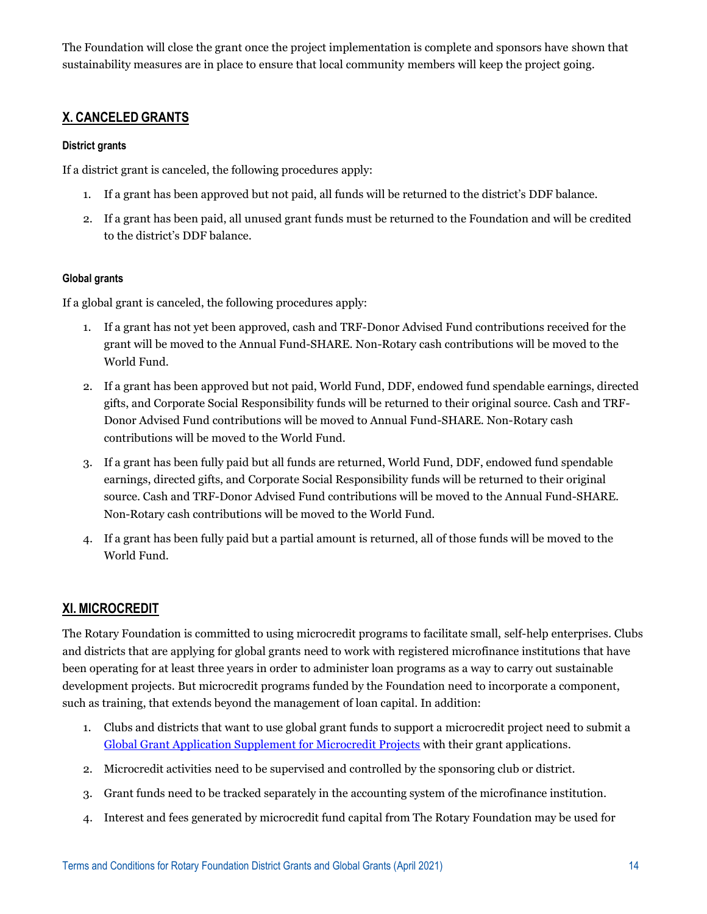The Foundation will close the grant once the project implementation is complete and sponsors have shown that sustainability measures are in place to ensure that local community members will keep the project going.

## X. CANCELED GRANTS

#### District grants

If a district grant is canceled, the following procedures apply:

1. If a grant has been approved but not paid, all funds will be returned to the district's DDF balance.
2. If a grant has been paid, all unused grant funds must be returned to the Foundation and will be credited to the district's DDF balance.

#### Global grants

If a global grant is canceled, the following procedures apply:

1. If a grant has not yet been approved, cash and TRF-Donor Advised Fund contributions received for the grant will be moved to the Annual Fund-SHARE. Non-Rotary cash contributions will be moved to the World Fund.
2. If a grant has been approved but not paid, World Fund, DDF, endowed fund spendable earnings, directed gifts, and Corporate Social Responsibility funds will be returned to their original source. Cash and TRF-Donor Advised Fund contributions will be moved to Annual Fund-SHARE. Non-Rotary cash contributions will be moved to the World Fund.
3. If a grant has been fully paid but all funds are returned, World Fund, DDF, endowed fund spendable earnings, directed gifts, and Corporate Social Responsibility funds will be returned to their original source. Cash and TRF-Donor Advised Fund contributions will be moved to the Annual Fund-SHARE. Non-Rotary cash contributions will be moved to the World Fund.
4. If a grant has been fully paid but a partial amount is returned, all of those funds will be moved to the World Fund.

## XI. MICROCREDIT

The Rotary Foundation is committed to using microcredit programs to facilitate small, self-help enterprises. Clubs and districts that are applying for global grants need to work with registered microfinance institutions that have been operating for at least three years in order to administer loan programs as a way to carry out sustainable development projects. But microcredit programs funded by the Foundation need to incorporate a component, such as training, that extends beyond the management of loan capital. In addition:

1. Clubs and districts that want to use global grant funds to support a microcredit project need to submit a Global Grant Application Supplement for Microcredit Projects with their grant applications.
2. Microcredit activities need to be supervised and controlled by the sponsoring club or district.
3. Grant funds need to be tracked separately in the accounting system of the microfinance institution.
4. Interest and fees generated by microcredit fund capital from The Rotary Foundation may be used for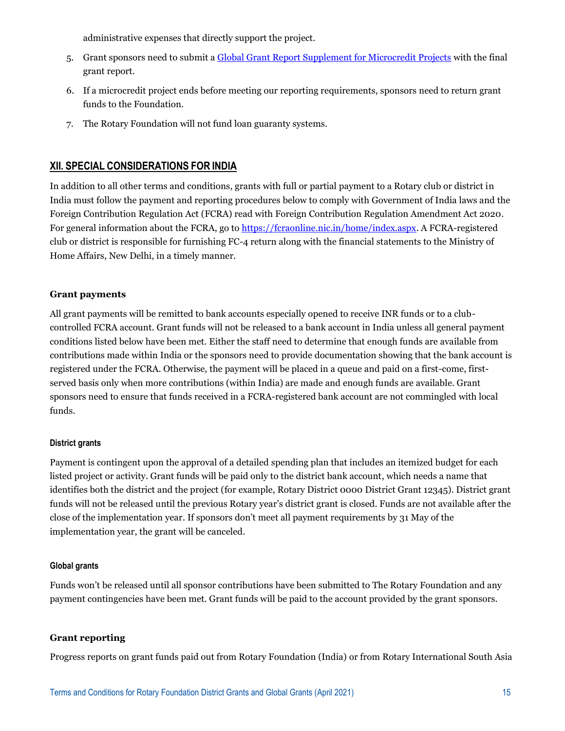administrative expenses that directly support the project.

5. Grant sponsors need to submit a [Global Grant Report Supplement for Microcredit Projects](#) with the final grant report.
6. If a microcredit project ends before meeting our reporting requirements, sponsors need to return grant funds to the Foundation.
7. The Rotary Foundation will not fund loan guaranty systems.

## XII. SPECIAL CONSIDERATIONS FOR INDIA

In addition to all other terms and conditions, grants with full or partial payment to a Rotary club or district in India must follow the payment and reporting procedures below to comply with Government of India laws and the Foreign Contribution Regulation Act (FCRA) read with Foreign Contribution Regulation Amendment Act 2020. For general information about the FCRA, go to [https://fcraonline.nic.in/home/index.aspx](https://fcraonline.nic.in/home/index.aspx). A FCRA-registered club or district is responsible for furnishing FC-4 return along with the financial statements to the Ministry of Home Affairs, New Delhi, in a timely manner.

### Grant payments

All grant payments will be remitted to bank accounts especially opened to receive INR funds or to a club-controlled FCRA account. Grant funds will not be released to a bank account in India unless all general payment conditions listed below have been met. Either the staff need to determine that enough funds are available from contributions made within India or the sponsors need to provide documentation showing that the bank account is registered under the FCRA. Otherwise, the payment will be placed in a queue and paid on a first-come, first-served basis only when more contributions (within India) are made and enough funds are available. Grant sponsors need to ensure that funds received in a FCRA-registered bank account are not commingled with local funds.

#### District grants

Payment is contingent upon the approval of a detailed spending plan that includes an itemized budget for each listed project or activity. Grant funds will be paid only to the district bank account, which needs a name that identifies both the district and the project (for example, Rotary District 0000 District Grant 12345). District grant funds will not be released until the previous Rotary year's district grant is closed. Funds are not available after the close of the implementation year. If sponsors don't meet all payment requirements by 31 May of the implementation year, the grant will be canceled.

#### Global grants

Funds won't be released until all sponsor contributions have been submitted to The Rotary Foundation and any payment contingencies have been met. Grant funds will be paid to the account provided by the grant sponsors.

### Grant reporting

Progress reports on grant funds paid out from Rotary Foundation (India) or from Rotary International South Asia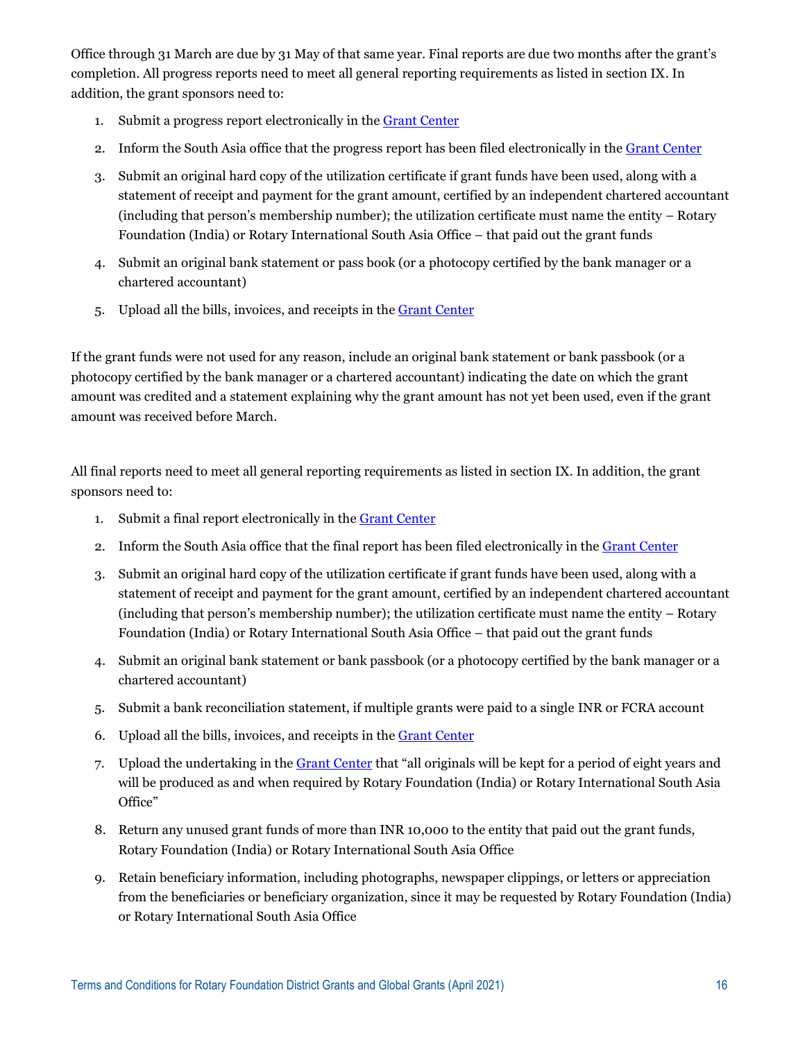Office through 31 March are due by 31 May of that same year. Final reports are due two months after the grant's completion. All progress reports need to meet all general reporting requirements as listed in section IX. In addition, the grant sponsors need to:

1. Submit a progress report electronically in the Grant Center
2. Inform the South Asia office that the progress report has been filed electronically in the Grant Center
3. Submit an original hard copy of the utilization certificate if grant funds have been used, along with a statement of receipt and payment for the grant amount, certified by an independent chartered accountant (including that person's membership number); the utilization certificate must name the entity – Rotary Foundation (India) or Rotary International South Asia Office – that paid out the grant funds
4. Submit an original bank statement or pass book (or a photocopy certified by the bank manager or a chartered accountant)
5. Upload all the bills, invoices, and receipts in the Grant Center

If the grant funds were not used for any reason, include an original bank statement or bank passbook (or a photocopy certified by the bank manager or a chartered accountant) indicating the date on which the grant amount was credited and a statement explaining why the grant amount has not yet been used, even if the grant amount was received before March.

All final reports need to meet all general reporting requirements as listed in section IX. In addition, the grant sponsors need to:

1. Submit a final report electronically in the Grant Center
2. Inform the South Asia office that the final report has been filed electronically in the Grant Center
3. Submit an original hard copy of the utilization certificate if grant funds have been used, along with a statement of receipt and payment for the grant amount, certified by an independent chartered accountant (including that person's membership number); the utilization certificate must name the entity – Rotary Foundation (India) or Rotary International South Asia Office – that paid out the grant funds
4. Submit an original bank statement or bank passbook (or a photocopy certified by the bank manager or a chartered accountant)
5. Submit a bank reconciliation statement, if multiple grants were paid to a single INR or FCRA account
6. Upload all the bills, invoices, and receipts in the Grant Center
7. Upload the undertaking in the Grant Center that "all originals will be kept for a period of eight years and will be produced as and when required by Rotary Foundation (India) or Rotary International South Asia Office"
8. Return any unused grant funds of more than INR 10,000 to the entity that paid out the grant funds, Rotary Foundation (India) or Rotary International South Asia Office
9. Retain beneficiary information, including photographs, newspaper clippings, or letters or appreciation from the beneficiaries or beneficiary organization, since it may be requested by Rotary Foundation (India) or Rotary International South Asia Office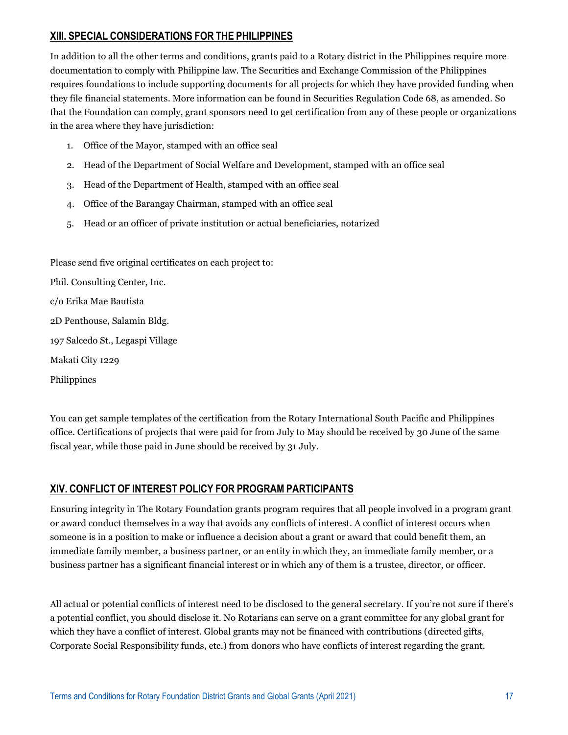## XIII. SPECIAL CONSIDERATIONS FOR THE PHILIPPINES

In addition to all the other terms and conditions, grants paid to a Rotary district in the Philippines require more documentation to comply with Philippine law. The Securities and Exchange Commission of the Philippines requires foundations to include supporting documents for all projects for which they have provided funding when they file financial statements. More information can be found in Securities Regulation Code 68, as amended. So that the Foundation can comply, grant sponsors need to get certification from any of these people or organizations in the area where they have jurisdiction:

1. Office of the Mayor, stamped with an office seal
2. Head of the Department of Social Welfare and Development, stamped with an office seal
3. Head of the Department of Health, stamped with an office seal
4. Office of the Barangay Chairman, stamped with an office seal
5. Head or an officer of private institution or actual beneficiaries, notarized

Please send five original certificates on each project to:

Phil. Consulting Center, Inc.

c/o Erika Mae Bautista

2D Penthouse, Salamin Bldg.

197 Salcedo St., Legaspi Village

Makati City 1229

Philippines

You can get sample templates of the certification from the Rotary International South Pacific and Philippines office. Certifications of projects that were paid for from July to May should be received by 30 June of the same fiscal year, while those paid in June should be received by 31 July.

## XIV. CONFLICT OF INTEREST POLICY FOR PROGRAM PARTICIPANTS

Ensuring integrity in The Rotary Foundation grants program requires that all people involved in a program grant or award conduct themselves in a way that avoids any conflicts of interest. A conflict of interest occurs when someone is in a position to make or influence a decision about a grant or award that could benefit them, an immediate family member, a business partner, or an entity in which they, an immediate family member, or a business partner has a significant financial interest or in which any of them is a trustee, director, or officer.

All actual or potential conflicts of interest need to be disclosed to the general secretary. If you're not sure if there's a potential conflict, you should disclose it. No Rotarians can serve on a grant committee for any global grant for which they have a conflict of interest. Global grants may not be financed with contributions (directed gifts, Corporate Social Responsibility funds, etc.) from donors who have conflicts of interest regarding the grant.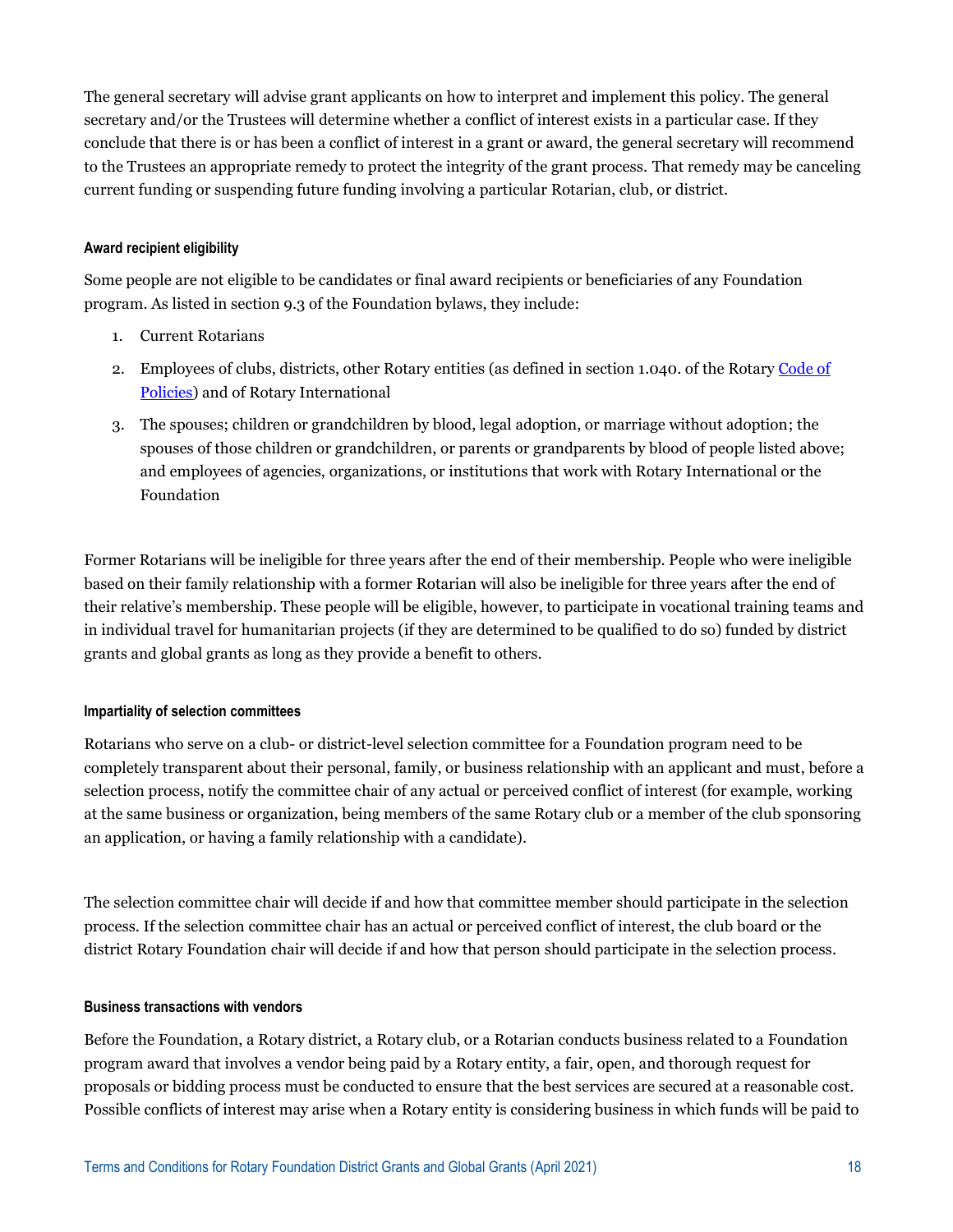The general secretary will advise grant applicants on how to interpret and implement this policy. The general secretary and/or the Trustees will determine whether a conflict of interest exists in a particular case. If they conclude that there is or has been a conflict of interest in a grant or award, the general secretary will recommend to the Trustees an appropriate remedy to protect the integrity of the grant process. That remedy may be canceling current funding or suspending future funding involving a particular Rotarian, club, or district.

#### Award recipient eligibility

Some people are not eligible to be candidates or final award recipients or beneficiaries of any Foundation program. As listed in section 9.3 of the Foundation bylaws, they include:

1. Current Rotarians
2. Employees of clubs, districts, other Rotary entities (as defined in section 1.040. of the Rotary [Code of Policies]) and of Rotary International
3. The spouses; children or grandchildren by blood, legal adoption, or marriage without adoption; the spouses of those children or grandchildren, or parents or grandparents by blood of people listed above; and employees of agencies, organizations, or institutions that work with Rotary International or the Foundation

Former Rotarians will be ineligible for three years after the end of their membership. People who were ineligible based on their family relationship with a former Rotarian will also be ineligible for three years after the end of their relative's membership. These people will be eligible, however, to participate in vocational training teams and in individual travel for humanitarian projects (if they are determined to be qualified to do so) funded by district grants and global grants as long as they provide a benefit to others.

#### Impartiality of selection committees

Rotarians who serve on a club- or district-level selection committee for a Foundation program need to be completely transparent about their personal, family, or business relationship with an applicant and must, before a selection process, notify the committee chair of any actual or perceived conflict of interest (for example, working at the same business or organization, being members of the same Rotary club or a member of the club sponsoring an application, or having a family relationship with a candidate).

The selection committee chair will decide if and how that committee member should participate in the selection process. If the selection committee chair has an actual or perceived conflict of interest, the club board or the district Rotary Foundation chair will decide if and how that person should participate in the selection process.

#### Business transactions with vendors

Before the Foundation, a Rotary district, a Rotary club, or a Rotarian conducts business related to a Foundation program award that involves a vendor being paid by a Rotary entity, a fair, open, and thorough request for proposals or bidding process must be conducted to ensure that the best services are secured at a reasonable cost. Possible conflicts of interest may arise when a Rotary entity is considering business in which funds will be paid to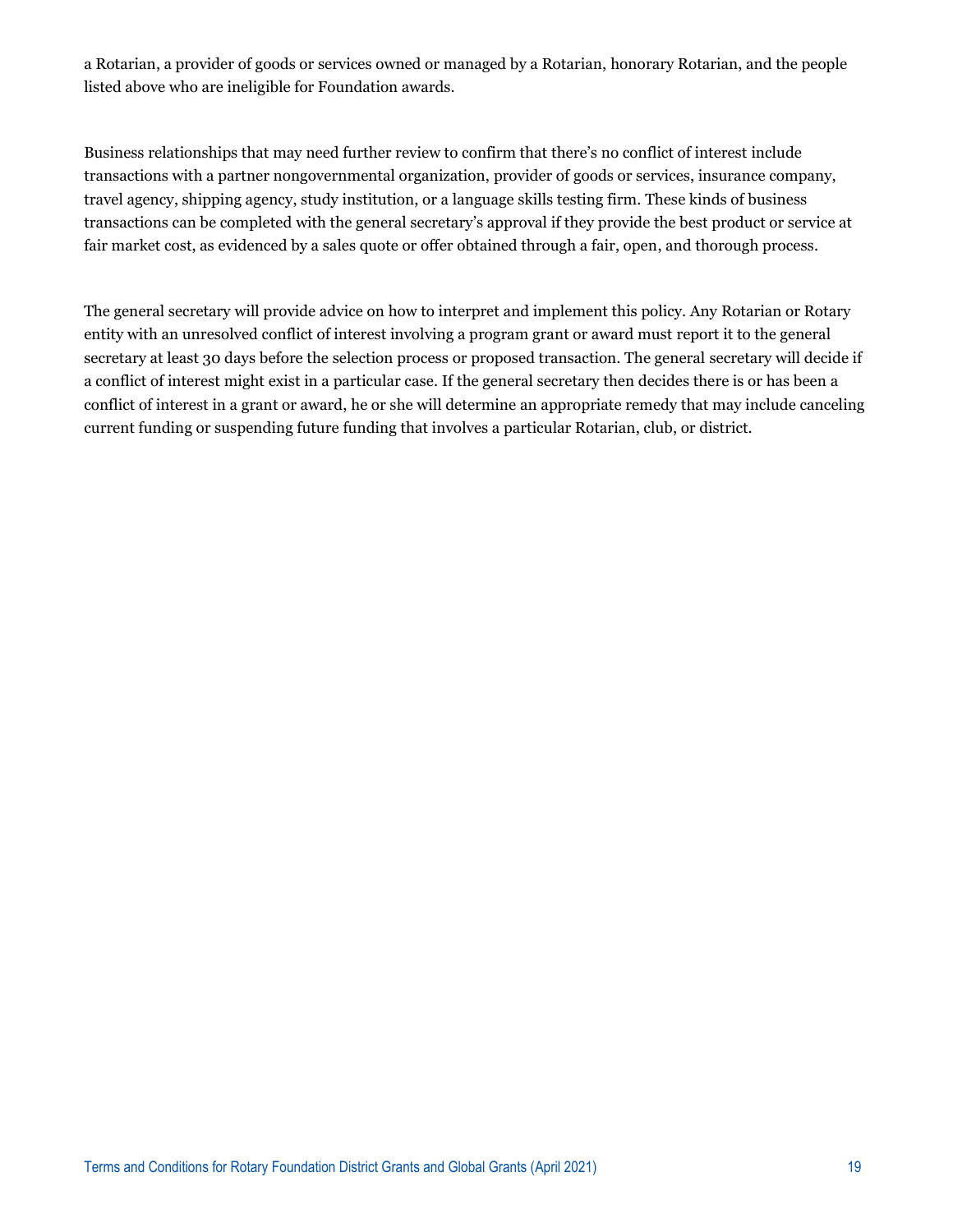a Rotarian, a provider of goods or services owned or managed by a Rotarian, honorary Rotarian, and the people listed above who are ineligible for Foundation awards.

Business relationships that may need further review to confirm that there's no conflict of interest include transactions with a partner nongovernmental organization, provider of goods or services, insurance company, travel agency, shipping agency, study institution, or a language skills testing firm. These kinds of business transactions can be completed with the general secretary's approval if they provide the best product or service at fair market cost, as evidenced by a sales quote or offer obtained through a fair, open, and thorough process.

The general secretary will provide advice on how to interpret and implement this policy. Any Rotarian or Rotary entity with an unresolved conflict of interest involving a program grant or award must report it to the general secretary at least 30 days before the selection process or proposed transaction. The general secretary will decide if a conflict of interest might exist in a particular case. If the general secretary then decides there is or has been a conflict of interest in a grant or award, he or she will determine an appropriate remedy that may include canceling current funding or suspending future funding that involves a particular Rotarian, club, or district.